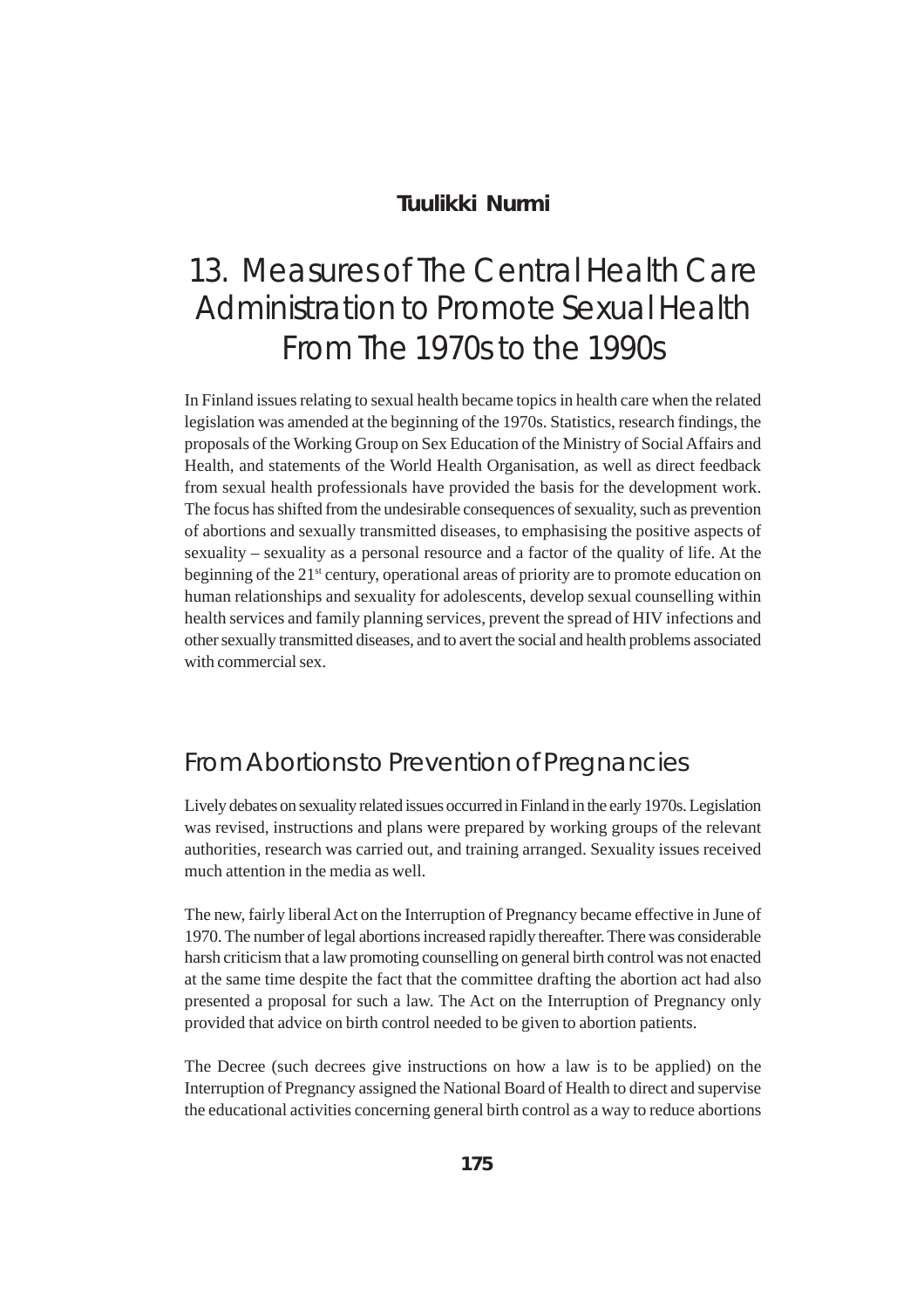**Tuulikki Nurmi**

# 13. Measures of The Central Health Care Administration to Promote Sexual Health From The 1970s to the 1990s

In Finland issues relating to sexual health became topics in health care when the related legislation was amended at the beginning of the 1970s. Statistics, research findings, the proposals of the Working Group on Sex Education of the Ministry of Social Affairs and Health, and statements of the World Health Organisation, as well as direct feedback from sexual health professionals have provided the basis for the development work. The focus has shifted from the undesirable consequences of sexuality, such as prevention of abortions and sexually transmitted diseases, to emphasising the positive aspects of sexuality – sexuality as a personal resource and a factor of the quality of life. At the beginning of the 21st century, operational areas of priority are to promote education on human relationships and sexuality for adolescents, develop sexual counselling within health services and family planning services, prevent the spread of HIV infections and other sexually transmitted diseases, and to avert the social and health problems associated with commercial sex.

## From Abortions to Prevention of Pregnancies

Lively debates on sexuality related issues occurred in Finland in the early 1970s. Legislation was revised, instructions and plans were prepared by working groups of the relevant authorities, research was carried out, and training arranged. Sexuality issues received much attention in the media as well.

The new, fairly liberal Act on the Interruption of Pregnancy became effective in June of 1970. The number of legal abortions increased rapidly thereafter. There was considerable harsh criticism that a law promoting counselling on general birth control was not enacted at the same time despite the fact that the committee drafting the abortion act had also presented a proposal for such a law. The Act on the Interruption of Pregnancy only provided that advice on birth control needed to be given to abortion patients.

The Decree (such decrees give instructions on how a law is to be applied) on the Interruption of Pregnancy assigned the National Board of Health to direct and supervise the educational activities concerning general birth control as a way to reduce abortions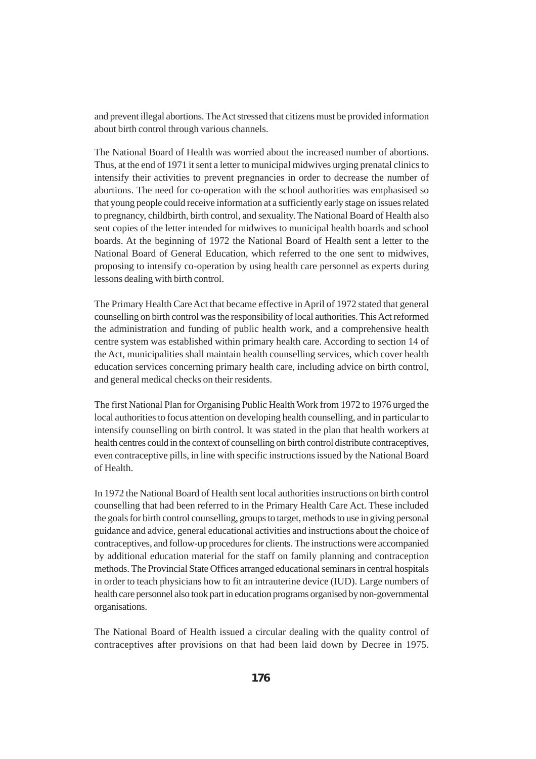and prevent illegal abortions. The Act stressed that citizens must be provided information about birth control through various channels.

The National Board of Health was worried about the increased number of abortions. Thus, at the end of 1971 it sent a letter to municipal midwives urging prenatal clinics to intensify their activities to prevent pregnancies in order to decrease the number of abortions. The need for co-operation with the school authorities was emphasised so that young people could receive information at a sufficiently early stage on issues related to pregnancy, childbirth, birth control, and sexuality. The National Board of Health also sent copies of the letter intended for midwives to municipal health boards and school boards. At the beginning of 1972 the National Board of Health sent a letter to the National Board of General Education, which referred to the one sent to midwives, proposing to intensify co-operation by using health care personnel as experts during lessons dealing with birth control.

The Primary Health Care Act that became effective in April of 1972 stated that general counselling on birth control was the responsibility of local authorities. This Act reformed the administration and funding of public health work, and a comprehensive health centre system was established within primary health care. According to section 14 of the Act, municipalities shall maintain health counselling services, which cover health education services concerning primary health care, including advice on birth control, and general medical checks on their residents.

The first National Plan for Organising Public Health Work from 1972 to 1976 urged the local authorities to focus attention on developing health counselling, and in particular to intensify counselling on birth control. It was stated in the plan that health workers at health centres could in the context of counselling on birth control distribute contraceptives, even contraceptive pills, in line with specific instructions issued by the National Board of Health.

In 1972 the National Board of Health sent local authorities instructions on birth control counselling that had been referred to in the Primary Health Care Act. These included the goals for birth control counselling, groups to target, methods to use in giving personal guidance and advice, general educational activities and instructions about the choice of contraceptives, and follow-up procedures for clients. The instructions were accompanied by additional education material for the staff on family planning and contraception methods. The Provincial State Offices arranged educational seminars in central hospitals in order to teach physicians how to fit an intrauterine device (IUD). Large numbers of health care personnel also took part in education programs organised by non-governmental organisations.

The National Board of Health issued a circular dealing with the quality control of contraceptives after provisions on that had been laid down by Decree in 1975.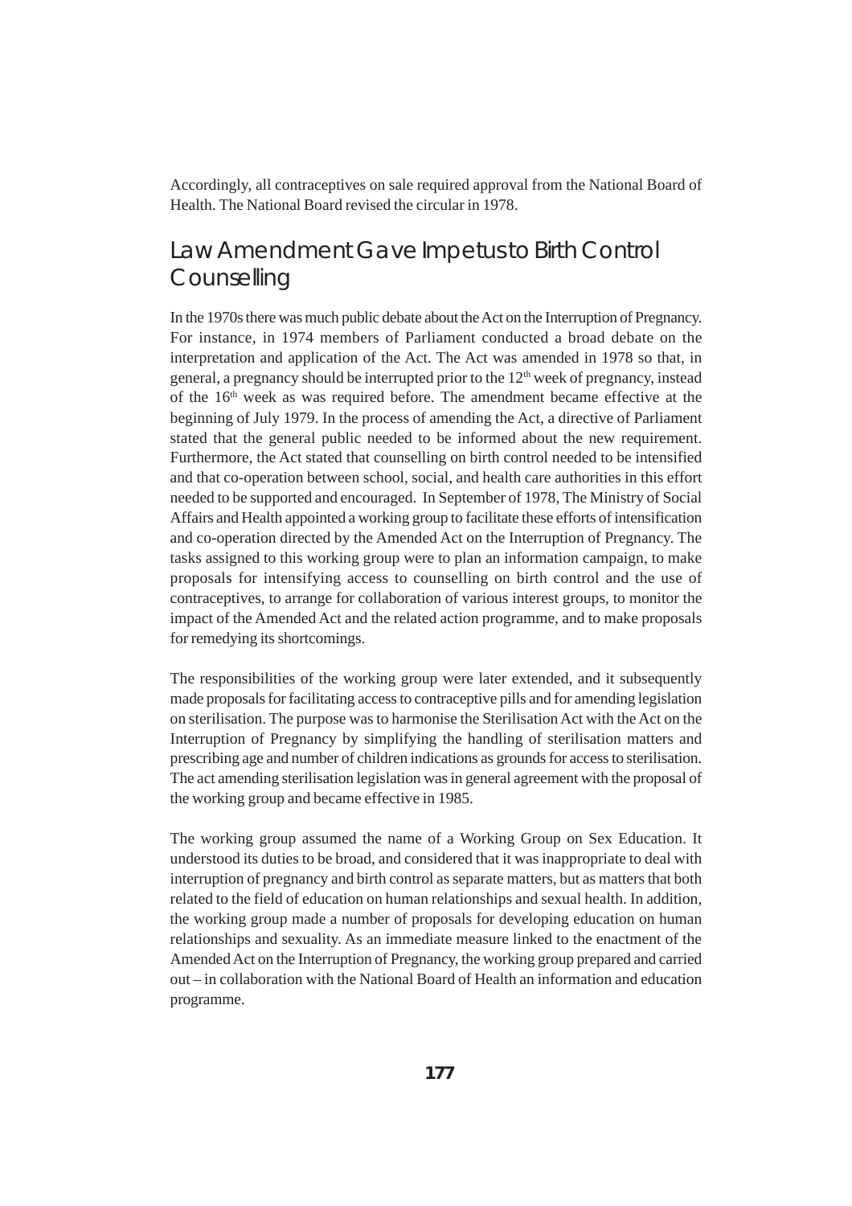Accordingly, all contraceptives on sale required approval from the National Board of Health. The National Board revised the circular in 1978.

## Law Amendment Gave Impetus to Birth Control Counselling

In the 1970s there was much public debate about the Act on the Interruption of Pregnancy. For instance, in 1974 members of Parliament conducted a broad debate on the interpretation and application of the Act. The Act was amended in 1978 so that, in general, a pregnancy should be interrupted prior to the 12th week of pregnancy, instead of the 16th week as was required before. The amendment became effective at the beginning of July 1979. In the process of amending the Act, a directive of Parliament stated that the general public needed to be informed about the new requirement. Furthermore, the Act stated that counselling on birth control needed to be intensified and that co-operation between school, social, and health care authorities in this effort needed to be supported and encouraged. In September of 1978, The Ministry of Social Affairs and Health appointed a working group to facilitate these efforts of intensification and co-operation directed by the Amended Act on the Interruption of Pregnancy. The tasks assigned to this working group were to plan an information campaign, to make proposals for intensifying access to counselling on birth control and the use of contraceptives, to arrange for collaboration of various interest groups, to monitor the impact of the Amended Act and the related action programme, and to make proposals for remedying its shortcomings.

The responsibilities of the working group were later extended, and it subsequently made proposals for facilitating access to contraceptive pills and for amending legislation on sterilisation. The purpose was to harmonise the Sterilisation Act with the Act on the Interruption of Pregnancy by simplifying the handling of sterilisation matters and prescribing age and number of children indications as grounds for access to sterilisation. The act amending sterilisation legislation was in general agreement with the proposal of the working group and became effective in 1985.

The working group assumed the name of a Working Group on Sex Education. It understood its duties to be broad, and considered that it was inappropriate to deal with interruption of pregnancy and birth control as separate matters, but as matters that both related to the field of education on human relationships and sexual health. In addition, the working group made a number of proposals for developing education on human relationships and sexuality. As an immediate measure linked to the enactment of the Amended Act on the Interruption of Pregnancy, the working group prepared and carried out – in collaboration with the National Board of Health an information and education programme.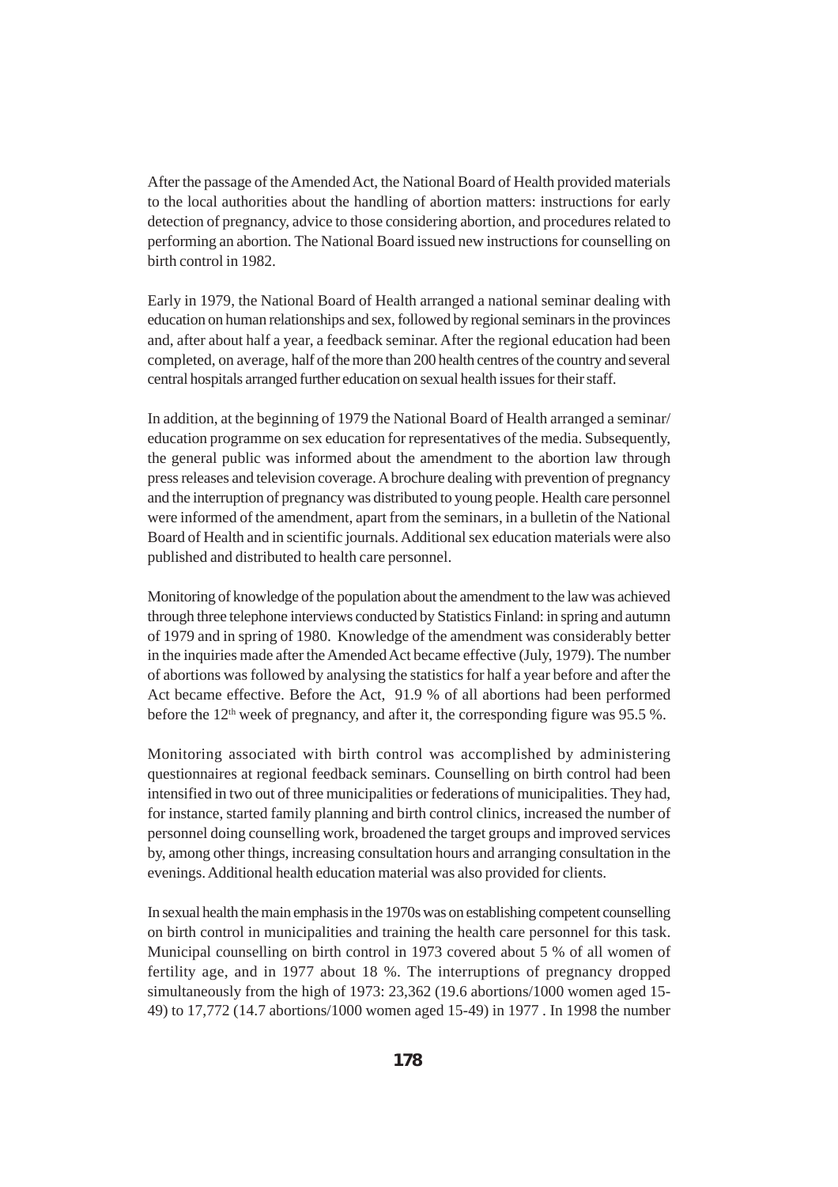After the passage of the Amended Act, the National Board of Health provided materials to the local authorities about the handling of abortion matters: instructions for early detection of pregnancy, advice to those considering abortion, and procedures related to performing an abortion. The National Board issued new instructions for counselling on birth control in 1982.

Early in 1979, the National Board of Health arranged a national seminar dealing with education on human relationships and sex, followed by regional seminars in the provinces and, after about half a year, a feedback seminar. After the regional education had been completed, on average, half of the more than 200 health centres of the country and several central hospitals arranged further education on sexual health issues for their staff.

In addition, at the beginning of 1979 the National Board of Health arranged a seminar/ education programme on sex education for representatives of the media. Subsequently, the general public was informed about the amendment to the abortion law through press releases and television coverage. A brochure dealing with prevention of pregnancy and the interruption of pregnancy was distributed to young people. Health care personnel were informed of the amendment, apart from the seminars, in a bulletin of the National Board of Health and in scientific journals. Additional sex education materials were also published and distributed to health care personnel.

Monitoring of knowledge of the population about the amendment to the law was achieved through three telephone interviews conducted by Statistics Finland: in spring and autumn of 1979 and in spring of 1980. Knowledge of the amendment was considerably better in the inquiries made after the Amended Act became effective (July, 1979). The number of abortions was followed by analysing the statistics for half a year before and after the Act became effective. Before the Act, 91.9 % of all abortions had been performed before the 12th week of pregnancy, and after it, the corresponding figure was 95.5 %.

Monitoring associated with birth control was accomplished by administering questionnaires at regional feedback seminars. Counselling on birth control had been intensified in two out of three municipalities or federations of municipalities. They had, for instance, started family planning and birth control clinics, increased the number of personnel doing counselling work, broadened the target groups and improved services by, among other things, increasing consultation hours and arranging consultation in the evenings. Additional health education material was also provided for clients.

In sexual health the main emphasis in the 1970s was on establishing competent counselling on birth control in municipalities and training the health care personnel for this task. Municipal counselling on birth control in 1973 covered about 5 % of all women of fertility age, and in 1977 about 18 %. The interruptions of pregnancy dropped simultaneously from the high of 1973: 23,362 (19.6 abortions/1000 women aged 15-49) to 17,772 (14.7 abortions/1000 women aged 15-49) in 1977 . In 1998 the number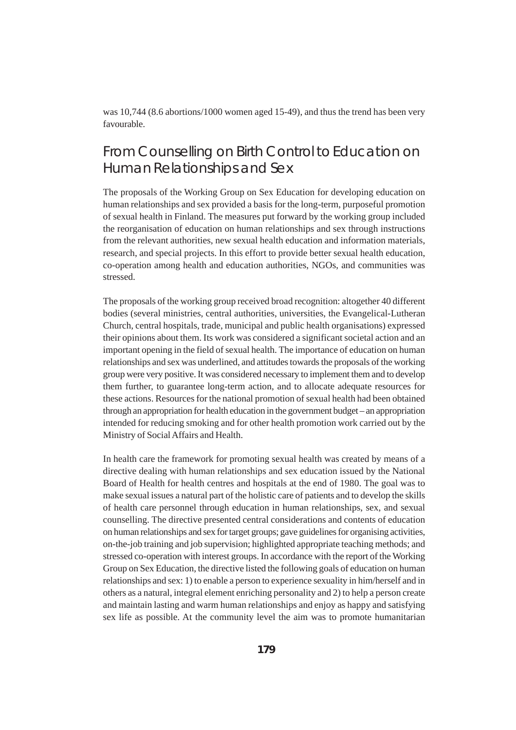was 10,744 (8.6 abortions/1000 women aged 15-49), and thus the trend has been very favourable.

## From Counselling on Birth Control to Education on Human Relationships and Sex

The proposals of the Working Group on Sex Education for developing education on human relationships and sex provided a basis for the long-term, purposeful promotion of sexual health in Finland. The measures put forward by the working group included the reorganisation of education on human relationships and sex through instructions from the relevant authorities, new sexual health education and information materials, research, and special projects. In this effort to provide better sexual health education, co-operation among health and education authorities, NGOs, and communities was stressed.

The proposals of the working group received broad recognition: altogether 40 different bodies (several ministries, central authorities, universities, the Evangelical-Lutheran Church, central hospitals, trade, municipal and public health organisations) expressed their opinions about them. Its work was considered a significant societal action and an important opening in the field of sexual health. The importance of education on human relationships and sex was underlined, and attitudes towards the proposals of the working group were very positive. It was considered necessary to implement them and to develop them further, to guarantee long-term action, and to allocate adequate resources for these actions. Resources for the national promotion of sexual health had been obtained through an appropriation for health education in the government budget – an appropriation intended for reducing smoking and for other health promotion work carried out by the Ministry of Social Affairs and Health.

In health care the framework for promoting sexual health was created by means of a directive dealing with human relationships and sex education issued by the National Board of Health for health centres and hospitals at the end of 1980. The goal was to make sexual issues a natural part of the holistic care of patients and to develop the skills of health care personnel through education in human relationships, sex, and sexual counselling. The directive presented central considerations and contents of education on human relationships and sex for target groups; gave guidelines for organising activities, on-the-job training and job supervision; highlighted appropriate teaching methods; and stressed co-operation with interest groups. In accordance with the report of the Working Group on Sex Education, the directive listed the following goals of education on human relationships and sex: 1) to enable a person to experience sexuality in him/herself and in others as a natural, integral element enriching personality and 2) to help a person create and maintain lasting and warm human relationships and enjoy as happy and satisfying sex life as possible. At the community level the aim was to promote humanitarian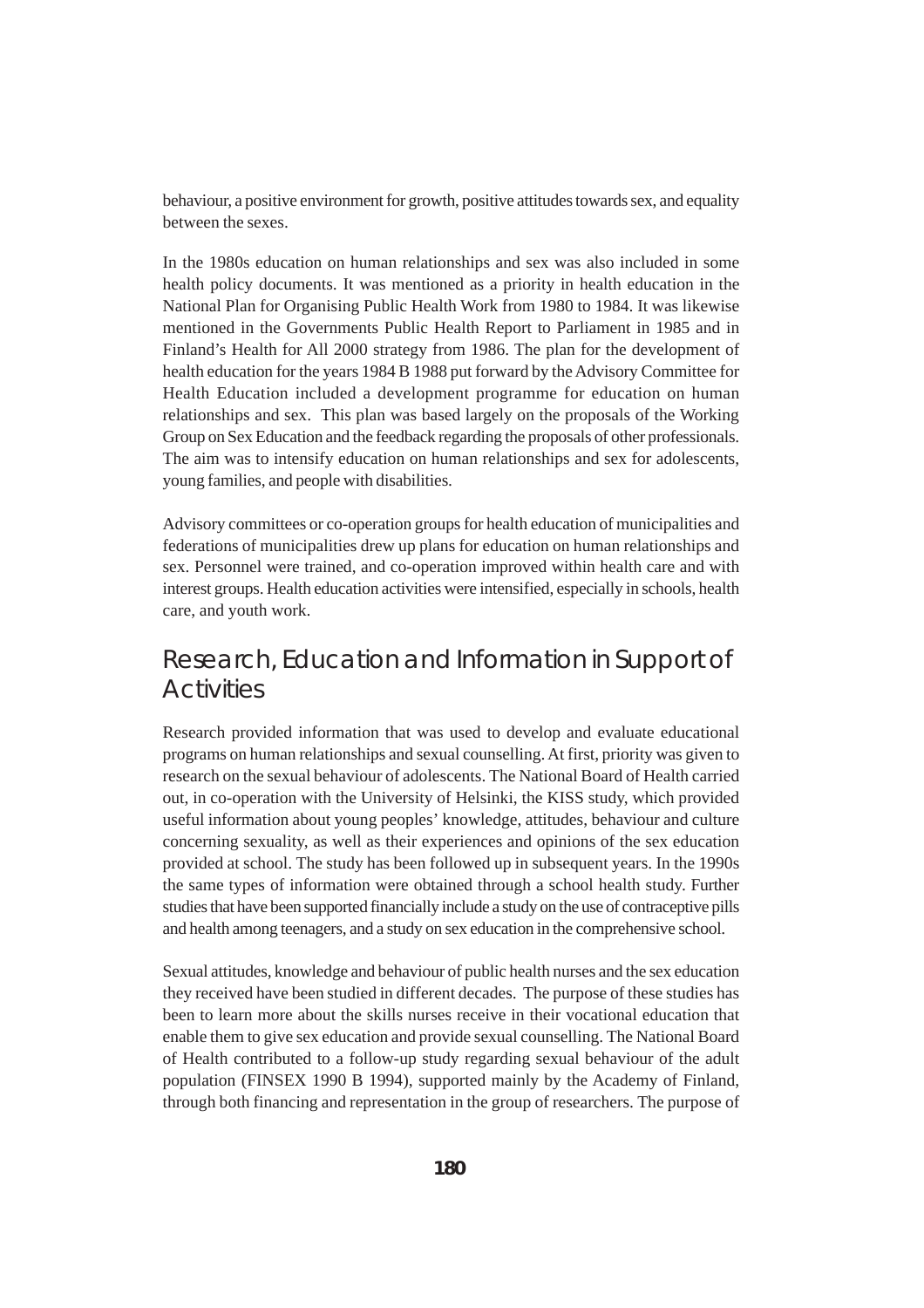behaviour, a positive environment for growth, positive attitudes towards sex, and equality between the sexes.

In the 1980s education on human relationships and sex was also included in some health policy documents. It was mentioned as a priority in health education in the National Plan for Organising Public Health Work from 1980 to 1984. It was likewise mentioned in the Governments Public Health Report to Parliament in 1985 and in Finland's Health for All 2000 strategy from 1986. The plan for the development of health education for the years 1984 B 1988 put forward by the Advisory Committee for Health Education included a development programme for education on human relationships and sex. This plan was based largely on the proposals of the Working Group on Sex Education and the feedback regarding the proposals of other professionals. The aim was to intensify education on human relationships and sex for adolescents, young families, and people with disabilities.

Advisory committees or co-operation groups for health education of municipalities and federations of municipalities drew up plans for education on human relationships and sex. Personnel were trained, and co-operation improved within health care and with interest groups. Health education activities were intensified, especially in schools, health care, and youth work.

## Research, Education and Information in Support of Activities

Research provided information that was used to develop and evaluate educational programs on human relationships and sexual counselling. At first, priority was given to research on the sexual behaviour of adolescents. The National Board of Health carried out, in co-operation with the University of Helsinki, the KISS study, which provided useful information about young peoples' knowledge, attitudes, behaviour and culture concerning sexuality, as well as their experiences and opinions of the sex education provided at school. The study has been followed up in subsequent years. In the 1990s the same types of information were obtained through a school health study. Further studies that have been supported financially include a study on the use of contraceptive pills and health among teenagers, and a study on sex education in the comprehensive school.

Sexual attitudes, knowledge and behaviour of public health nurses and the sex education they received have been studied in different decades. The purpose of these studies has been to learn more about the skills nurses receive in their vocational education that enable them to give sex education and provide sexual counselling. The National Board of Health contributed to a follow-up study regarding sexual behaviour of the adult population (FINSEX 1990 B 1994), supported mainly by the Academy of Finland, through both financing and representation in the group of researchers. The purpose of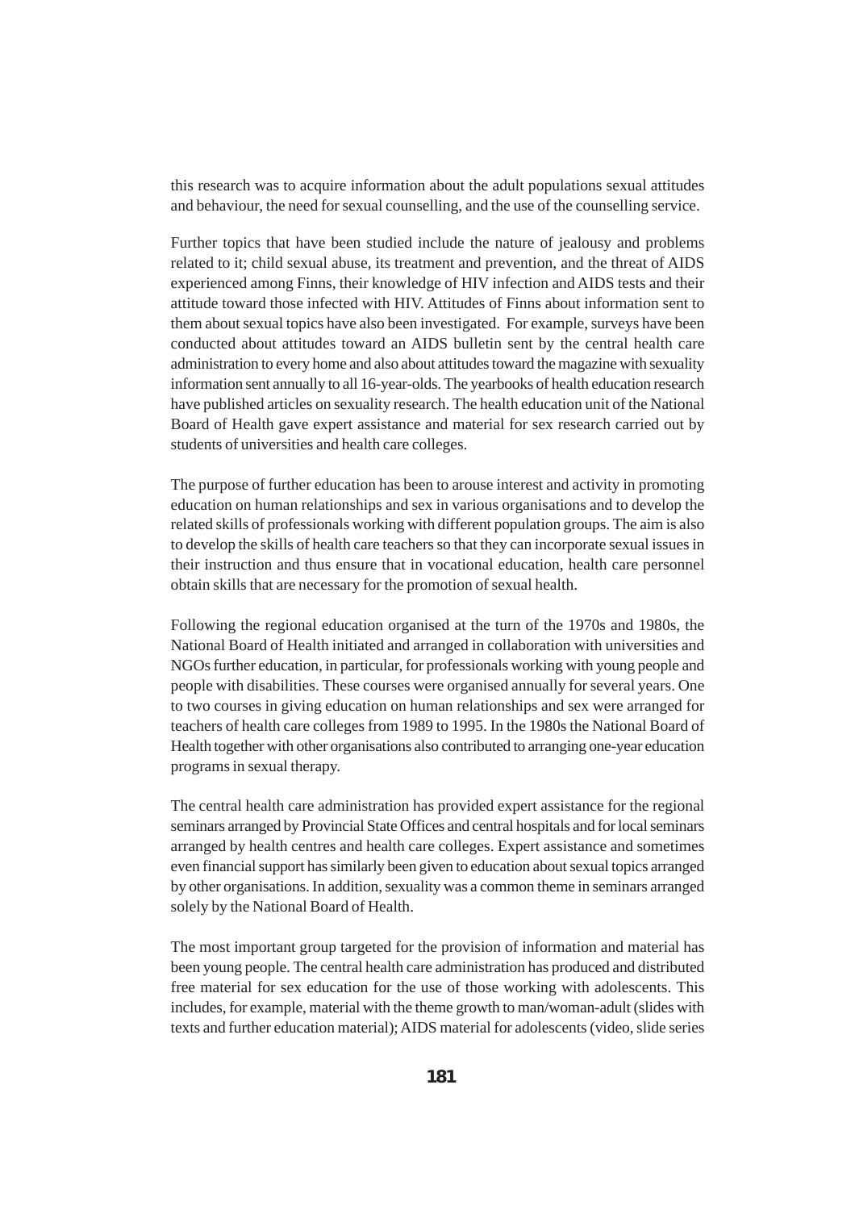this research was to acquire information about the adult populations sexual attitudes and behaviour, the need for sexual counselling, and the use of the counselling service.

Further topics that have been studied include the nature of jealousy and problems related to it; child sexual abuse, its treatment and prevention, and the threat of AIDS experienced among Finns, their knowledge of HIV infection and AIDS tests and their attitude toward those infected with HIV. Attitudes of Finns about information sent to them about sexual topics have also been investigated. For example, surveys have been conducted about attitudes toward an AIDS bulletin sent by the central health care administration to every home and also about attitudes toward the magazine with sexuality information sent annually to all 16-year-olds. The yearbooks of health education research have published articles on sexuality research. The health education unit of the National Board of Health gave expert assistance and material for sex research carried out by students of universities and health care colleges.

The purpose of further education has been to arouse interest and activity in promoting education on human relationships and sex in various organisations and to develop the related skills of professionals working with different population groups. The aim is also to develop the skills of health care teachers so that they can incorporate sexual issues in their instruction and thus ensure that in vocational education, health care personnel obtain skills that are necessary for the promotion of sexual health.

Following the regional education organised at the turn of the 1970s and 1980s, the National Board of Health initiated and arranged in collaboration with universities and NGOs further education, in particular, for professionals working with young people and people with disabilities. These courses were organised annually for several years. One to two courses in giving education on human relationships and sex were arranged for teachers of health care colleges from 1989 to 1995. In the 1980s the National Board of Health together with other organisations also contributed to arranging one-year education programs in sexual therapy.

The central health care administration has provided expert assistance for the regional seminars arranged by Provincial State Offices and central hospitals and for local seminars arranged by health centres and health care colleges. Expert assistance and sometimes even financial support has similarly been given to education about sexual topics arranged by other organisations. In addition, sexuality was a common theme in seminars arranged solely by the National Board of Health.

The most important group targeted for the provision of information and material has been young people. The central health care administration has produced and distributed free material for sex education for the use of those working with adolescents. This includes, for example, material with the theme growth to man/woman-adult (slides with texts and further education material); AIDS material for adolescents (video, slide series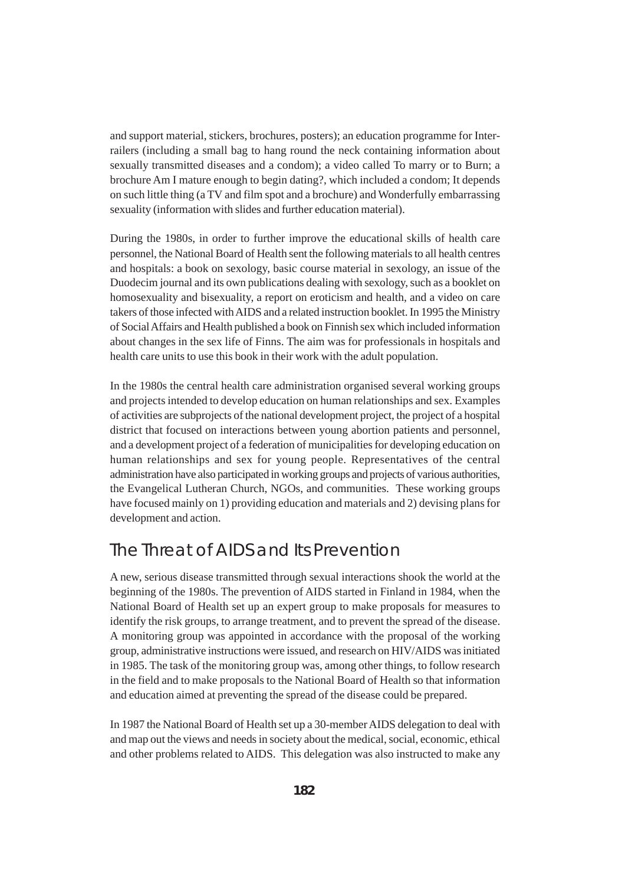and support material, stickers, brochures, posters); an education programme for Inter-railers (including a small bag to hang round the neck containing information about sexually transmitted diseases and a condom); a video called To marry or to Burn; a brochure Am I mature enough to begin dating?, which included a condom; It depends on such little thing (a TV and film spot and a brochure) and Wonderfully embarrassing sexuality (information with slides and further education material).

During the 1980s, in order to further improve the educational skills of health care personnel, the National Board of Health sent the following materials to all health centres and hospitals: a book on sexology, basic course material in sexology, an issue of the Duodecim journal and its own publications dealing with sexology, such as a booklet on homosexuality and bisexuality, a report on eroticism and health, and a video on care takers of those infected with AIDS and a related instruction booklet. In 1995 the Ministry of Social Affairs and Health published a book on Finnish sex which included information about changes in the sex life of Finns. The aim was for professionals in hospitals and health care units to use this book in their work with the adult population.

In the 1980s the central health care administration organised several working groups and projects intended to develop education on human relationships and sex. Examples of activities are subprojects of the national development project, the project of a hospital district that focused on interactions between young abortion patients and personnel, and a development project of a federation of municipalities for developing education on human relationships and sex for young people. Representatives of the central administration have also participated in working groups and projects of various authorities, the Evangelical Lutheran Church, NGOs, and communities. These working groups have focused mainly on 1) providing education and materials and 2) devising plans for development and action.

## The Threat of AIDS and Its Prevention

A new, serious disease transmitted through sexual interactions shook the world at the beginning of the 1980s. The prevention of AIDS started in Finland in 1984, when the National Board of Health set up an expert group to make proposals for measures to identify the risk groups, to arrange treatment, and to prevent the spread of the disease. A monitoring group was appointed in accordance with the proposal of the working group, administrative instructions were issued, and research on HIV/AIDS was initiated in 1985. The task of the monitoring group was, among other things, to follow research in the field and to make proposals to the National Board of Health so that information and education aimed at preventing the spread of the disease could be prepared.

In 1987 the National Board of Health set up a 30-member AIDS delegation to deal with and map out the views and needs in society about the medical, social, economic, ethical and other problems related to AIDS. This delegation was also instructed to make any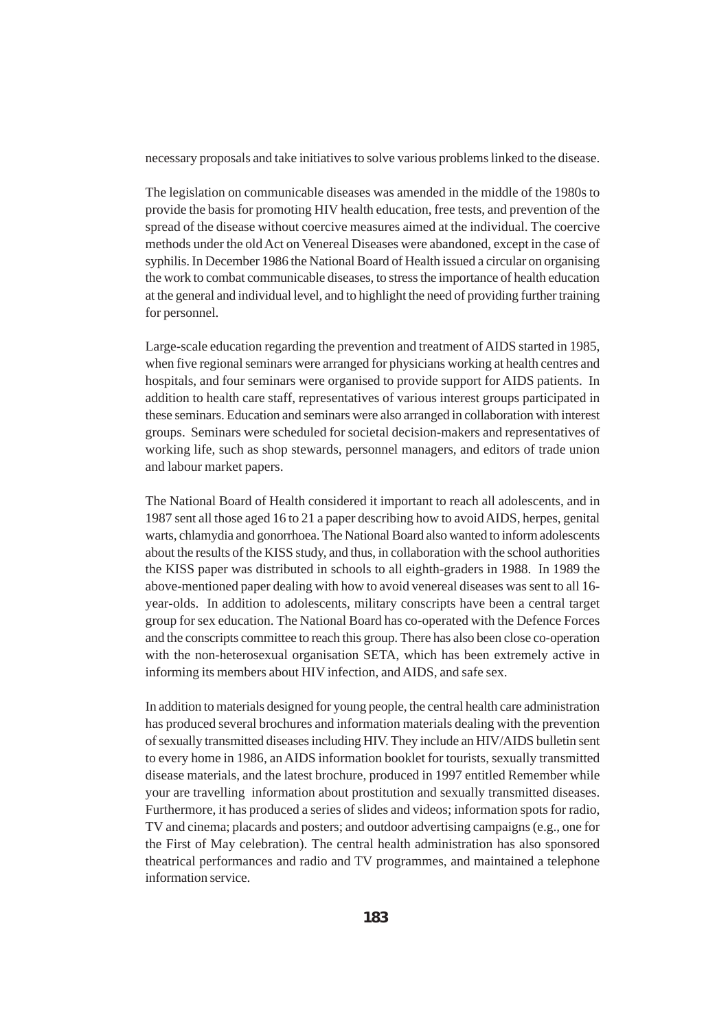necessary proposals and take initiatives to solve various problems linked to the disease.

The legislation on communicable diseases was amended in the middle of the 1980s to provide the basis for promoting HIV health education, free tests, and prevention of the spread of the disease without coercive measures aimed at the individual. The coercive methods under the old Act on Venereal Diseases were abandoned, except in the case of syphilis. In December 1986 the National Board of Health issued a circular on organising the work to combat communicable diseases, to stress the importance of health education at the general and individual level, and to highlight the need of providing further training for personnel.

Large-scale education regarding the prevention and treatment of AIDS started in 1985, when five regional seminars were arranged for physicians working at health centres and hospitals, and four seminars were organised to provide support for AIDS patients. In addition to health care staff, representatives of various interest groups participated in these seminars. Education and seminars were also arranged in collaboration with interest groups. Seminars were scheduled for societal decision-makers and representatives of working life, such as shop stewards, personnel managers, and editors of trade union and labour market papers.

The National Board of Health considered it important to reach all adolescents, and in 1987 sent all those aged 16 to 21 a paper describing how to avoid AIDS, herpes, genital warts, chlamydia and gonorrhoea. The National Board also wanted to inform adolescents about the results of the KISS study, and thus, in collaboration with the school authorities the KISS paper was distributed in schools to all eighth-graders in 1988. In 1989 the above-mentioned paper dealing with how to avoid venereal diseases was sent to all 16-year-olds. In addition to adolescents, military conscripts have been a central target group for sex education. The National Board has co-operated with the Defence Forces and the conscripts committee to reach this group. There has also been close co-operation with the non-heterosexual organisation SETA, which has been extremely active in informing its members about HIV infection, and AIDS, and safe sex.

In addition to materials designed for young people, the central health care administration has produced several brochures and information materials dealing with the prevention of sexually transmitted diseases including HIV. They include an HIV/AIDS bulletin sent to every home in 1986, an AIDS information booklet for tourists, sexually transmitted disease materials, and the latest brochure, produced in 1997 entitled Remember while your are travelling information about prostitution and sexually transmitted diseases. Furthermore, it has produced a series of slides and videos; information spots for radio, TV and cinema; placards and posters; and outdoor advertising campaigns (e.g., one for the First of May celebration). The central health administration has also sponsored theatrical performances and radio and TV programmes, and maintained a telephone information service.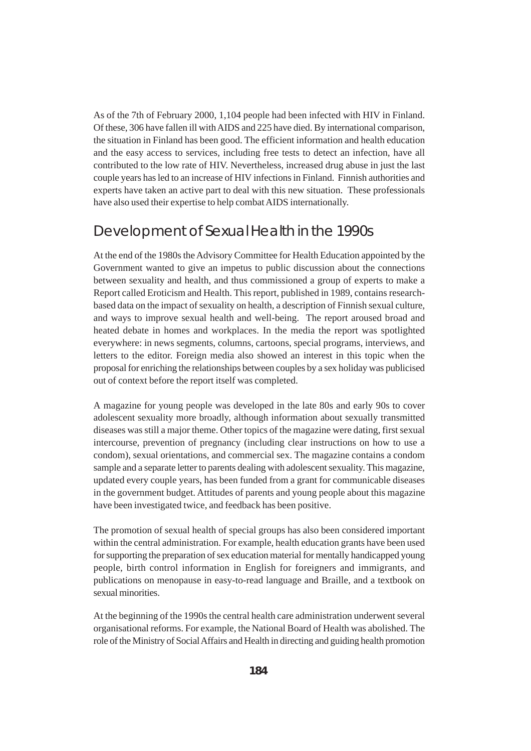As of the 7th of February 2000, 1,104 people had been infected with HIV in Finland. Of these, 306 have fallen ill with AIDS and 225 have died. By international comparison, the situation in Finland has been good. The efficient information and health education and the easy access to services, including free tests to detect an infection, have all contributed to the low rate of HIV. Nevertheless, increased drug abuse in just the last couple years has led to an increase of HIV infections in Finland. Finnish authorities and experts have taken an active part to deal with this new situation. These professionals have also used their expertise to help combat AIDS internationally.

## Development of Sexual Health in the 1990s

At the end of the 1980s the Advisory Committee for Health Education appointed by the Government wanted to give an impetus to public discussion about the connections between sexuality and health, and thus commissioned a group of experts to make a Report called Eroticism and Health. This report, published in 1989, contains research-based data on the impact of sexuality on health, a description of Finnish sexual culture, and ways to improve sexual health and well-being. The report aroused broad and heated debate in homes and workplaces. In the media the report was spotlighted everywhere: in news segments, columns, cartoons, special programs, interviews, and letters to the editor. Foreign media also showed an interest in this topic when the proposal for enriching the relationships between couples by a sex holiday was publicised out of context before the report itself was completed.

A magazine for young people was developed in the late 80s and early 90s to cover adolescent sexuality more broadly, although information about sexually transmitted diseases was still a major theme. Other topics of the magazine were dating, first sexual intercourse, prevention of pregnancy (including clear instructions on how to use a condom), sexual orientations, and commercial sex. The magazine contains a condom sample and a separate letter to parents dealing with adolescent sexuality. This magazine, updated every couple years, has been funded from a grant for communicable diseases in the government budget. Attitudes of parents and young people about this magazine have been investigated twice, and feedback has been positive.

The promotion of sexual health of special groups has also been considered important within the central administration. For example, health education grants have been used for supporting the preparation of sex education material for mentally handicapped young people, birth control information in English for foreigners and immigrants, and publications on menopause in easy-to-read language and Braille, and a textbook on sexual minorities.

At the beginning of the 1990s the central health care administration underwent several organisational reforms. For example, the National Board of Health was abolished. The role of the Ministry of Social Affairs and Health in directing and guiding health promotion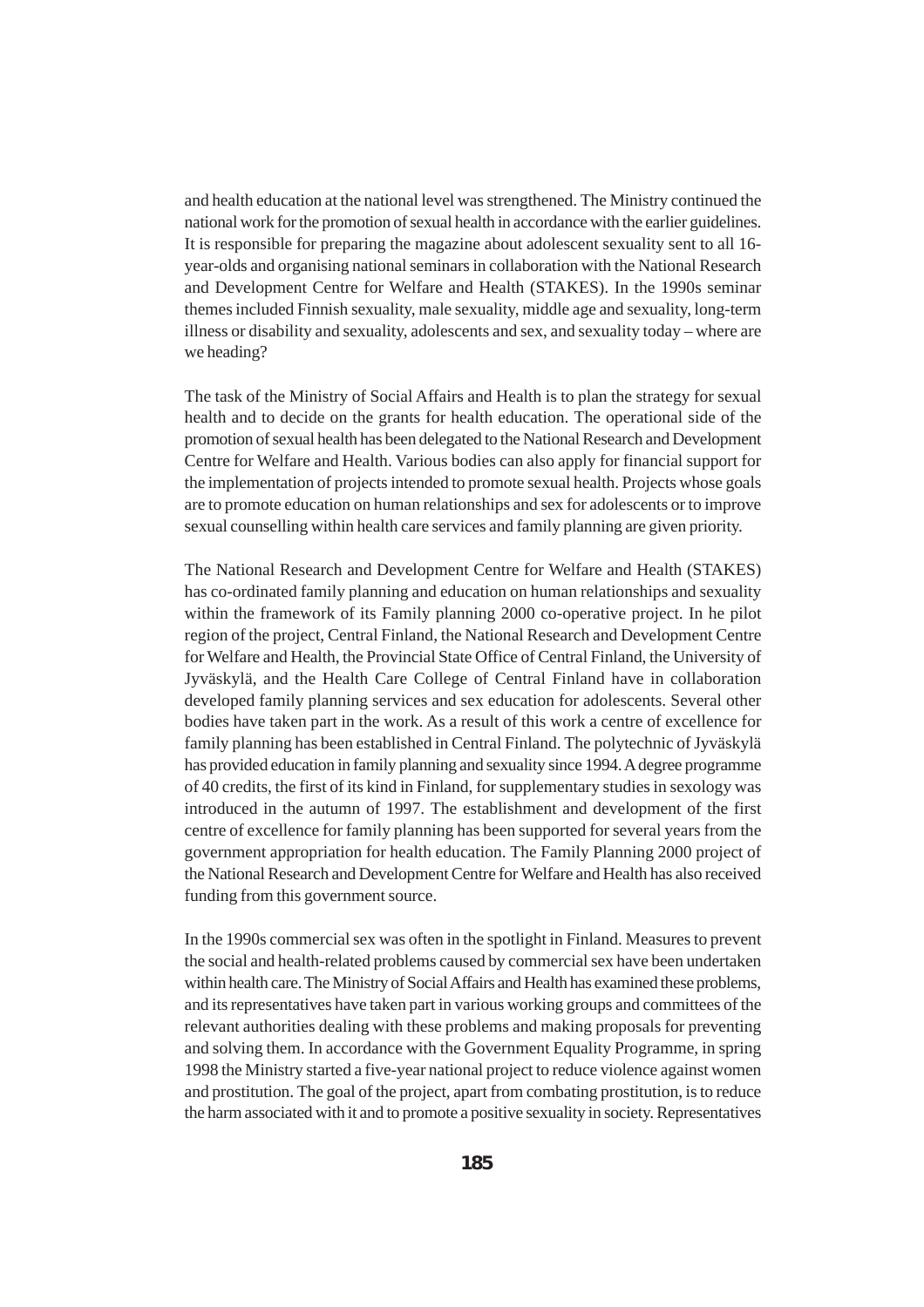and health education at the national level was strengthened. The Ministry continued the national work for the promotion of sexual health in accordance with the earlier guidelines. It is responsible for preparing the magazine about adolescent sexuality sent to all 16-year-olds and organising national seminars in collaboration with the National Research and Development Centre for Welfare and Health (STAKES). In the 1990s seminar themes included Finnish sexuality, male sexuality, middle age and sexuality, long-term illness or disability and sexuality, adolescents and sex, and sexuality today – where are we heading?

The task of the Ministry of Social Affairs and Health is to plan the strategy for sexual health and to decide on the grants for health education. The operational side of the promotion of sexual health has been delegated to the National Research and Development Centre for Welfare and Health. Various bodies can also apply for financial support for the implementation of projects intended to promote sexual health. Projects whose goals are to promote education on human relationships and sex for adolescents or to improve sexual counselling within health care services and family planning are given priority.

The National Research and Development Centre for Welfare and Health (STAKES) has co-ordinated family planning and education on human relationships and sexuality within the framework of its Family planning 2000 co-operative project. In he pilot region of the project, Central Finland, the National Research and Development Centre for Welfare and Health, the Provincial State Office of Central Finland, the University of Jyväskylä, and the Health Care College of Central Finland have in collaboration developed family planning services and sex education for adolescents. Several other bodies have taken part in the work. As a result of this work a centre of excellence for family planning has been established in Central Finland. The polytechnic of Jyväskylä has provided education in family planning and sexuality since 1994. A degree programme of 40 credits, the first of its kind in Finland, for supplementary studies in sexology was introduced in the autumn of 1997. The establishment and development of the first centre of excellence for family planning has been supported for several years from the government appropriation for health education. The Family Planning 2000 project of the National Research and Development Centre for Welfare and Health has also received funding from this government source.

In the 1990s commercial sex was often in the spotlight in Finland. Measures to prevent the social and health-related problems caused by commercial sex have been undertaken within health care. The Ministry of Social Affairs and Health has examined these problems, and its representatives have taken part in various working groups and committees of the relevant authorities dealing with these problems and making proposals for preventing and solving them. In accordance with the Government Equality Programme, in spring 1998 the Ministry started a five-year national project to reduce violence against women and prostitution. The goal of the project, apart from combating prostitution, is to reduce the harm associated with it and to promote a positive sexuality in society. Representatives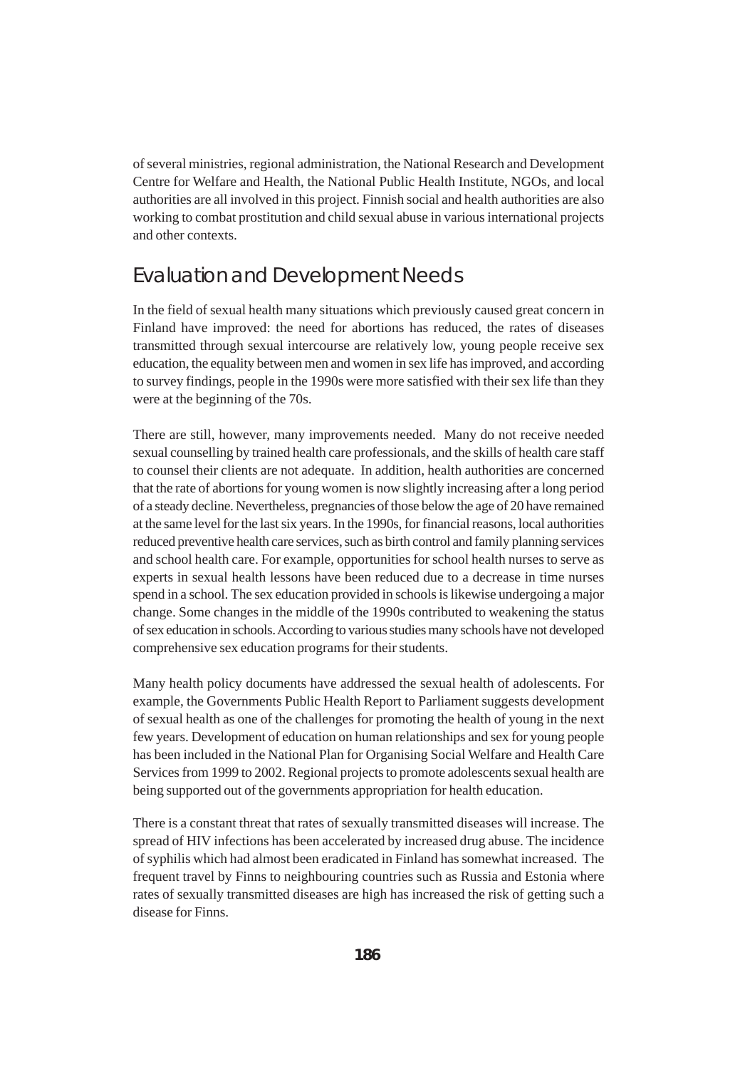of several ministries, regional administration, the National Research and Development Centre for Welfare and Health, the National Public Health Institute, NGOs, and local authorities are all involved in this project. Finnish social and health authorities are also working to combat prostitution and child sexual abuse in various international projects and other contexts.

## Evaluation and Development Needs

In the field of sexual health many situations which previously caused great concern in Finland have improved: the need for abortions has reduced, the rates of diseases transmitted through sexual intercourse are relatively low, young people receive sex education, the equality between men and women in sex life has improved, and according to survey findings, people in the 1990s were more satisfied with their sex life than they were at the beginning of the 70s.

There are still, however, many improvements needed. Many do not receive needed sexual counselling by trained health care professionals, and the skills of health care staff to counsel their clients are not adequate. In addition, health authorities are concerned that the rate of abortions for young women is now slightly increasing after a long period of a steady decline. Nevertheless, pregnancies of those below the age of 20 have remained at the same level for the last six years. In the 1990s, for financial reasons, local authorities reduced preventive health care services, such as birth control and family planning services and school health care. For example, opportunities for school health nurses to serve as experts in sexual health lessons have been reduced due to a decrease in time nurses spend in a school. The sex education provided in schools is likewise undergoing a major change. Some changes in the middle of the 1990s contributed to weakening the status of sex education in schools. According to various studies many schools have not developed comprehensive sex education programs for their students.

Many health policy documents have addressed the sexual health of adolescents. For example, the Governments Public Health Report to Parliament suggests development of sexual health as one of the challenges for promoting the health of young in the next few years. Development of education on human relationships and sex for young people has been included in the National Plan for Organising Social Welfare and Health Care Services from 1999 to 2002. Regional projects to promote adolescents sexual health are being supported out of the governments appropriation for health education.

There is a constant threat that rates of sexually transmitted diseases will increase. The spread of HIV infections has been accelerated by increased drug abuse. The incidence of syphilis which had almost been eradicated in Finland has somewhat increased. The frequent travel by Finns to neighbouring countries such as Russia and Estonia where rates of sexually transmitted diseases are high has increased the risk of getting such a disease for Finns.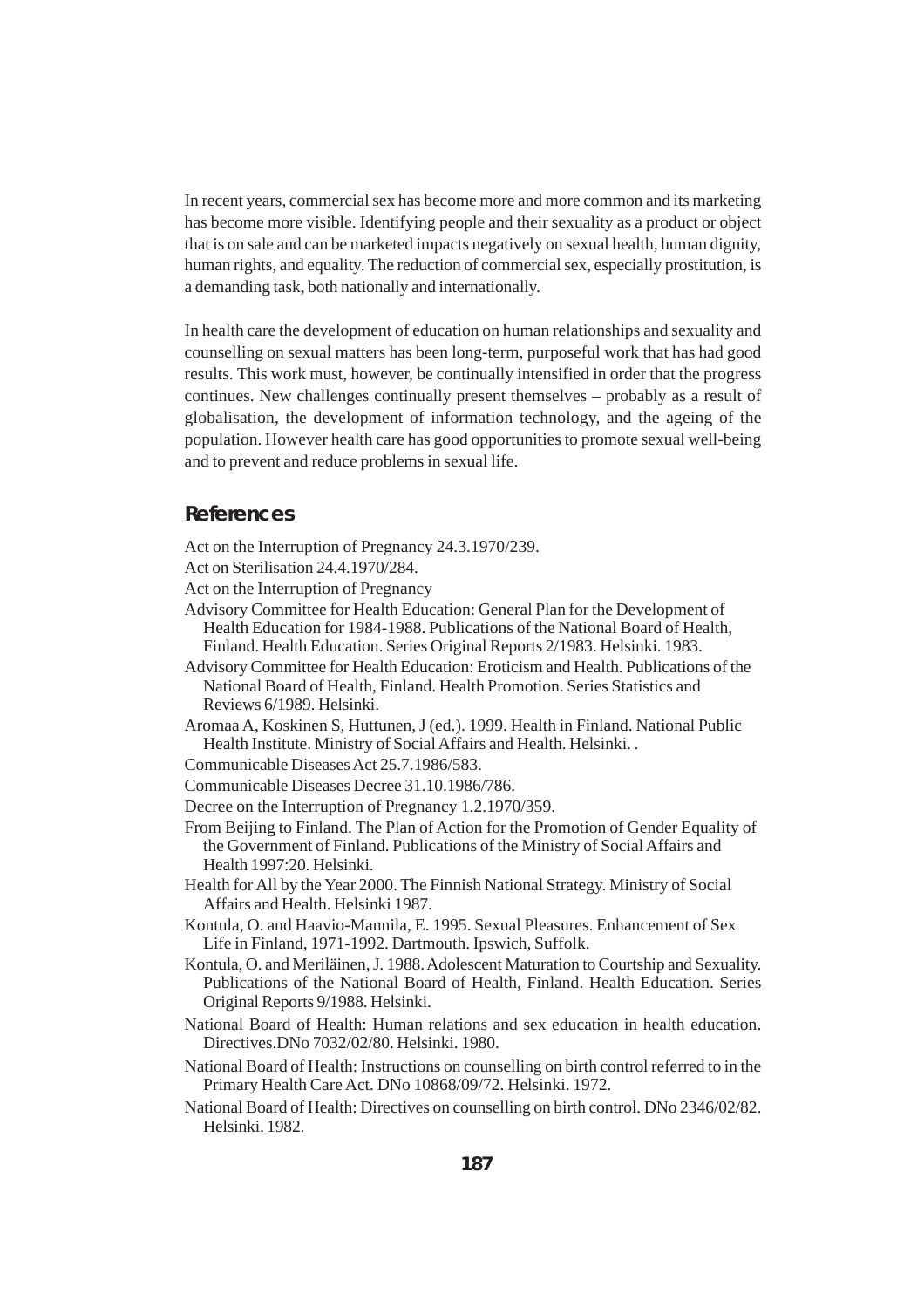In recent years, commercial sex has become more and more common and its marketing has become more visible. Identifying people and their sexuality as a product or object that is on sale and can be marketed impacts negatively on sexual health, human dignity, human rights, and equality. The reduction of commercial sex, especially prostitution, is a demanding task, both nationally and internationally.

In health care the development of education on human relationships and sexuality and counselling on sexual matters has been long-term, purposeful work that has had good results. This work must, however, be continually intensified in order that the progress continues. New challenges continually present themselves – probably as a result of globalisation, the development of information technology, and the ageing of the population. However health care has good opportunities to promote sexual well-being and to prevent and reduce problems in sexual life.

## References

Act on the Interruption of Pregnancy 24.3.1970/239.

Act on Sterilisation 24.4.1970/284.

Act on the Interruption of Pregnancy

Advisory Committee for Health Education: General Plan for the Development of Health Education for 1984-1988. Publications of the National Board of Health, Finland. Health Education. Series Original Reports 2/1983. Helsinki. 1983.

Advisory Committee for Health Education: Eroticism and Health. Publications of the National Board of Health, Finland. Health Promotion. Series Statistics and Reviews 6/1989. Helsinki.

Aromaa A, Koskinen S, Huttunen, J (ed.). 1999. Health in Finland. National Public Health Institute. Ministry of Social Affairs and Health. Helsinki. .

Communicable Diseases Act 25.7.1986/583.

Communicable Diseases Decree 31.10.1986/786.

Decree on the Interruption of Pregnancy 1.2.1970/359.

From Beijing to Finland. The Plan of Action for the Promotion of Gender Equality of the Government of Finland. Publications of the Ministry of Social Affairs and Health 1997:20. Helsinki.

Health for All by the Year 2000. The Finnish National Strategy. Ministry of Social Affairs and Health. Helsinki 1987.

Kontula, O. and Haavio-Mannila, E. 1995. Sexual Pleasures. Enhancement of Sex Life in Finland, 1971-1992. Dartmouth. Ipswich, Suffolk.

Kontula, O. and Meriläinen, J. 1988. Adolescent Maturation to Courtship and Sexuality. Publications of the National Board of Health, Finland. Health Education. Series Original Reports 9/1988. Helsinki.

National Board of Health: Human relations and sex education in health education. Directives.DNo 7032/02/80. Helsinki. 1980.

National Board of Health: Instructions on counselling on birth control referred to in the Primary Health Care Act. DNo 10868/09/72. Helsinki. 1972.

National Board of Health: Directives on counselling on birth control. DNo 2346/02/82. Helsinki. 1982.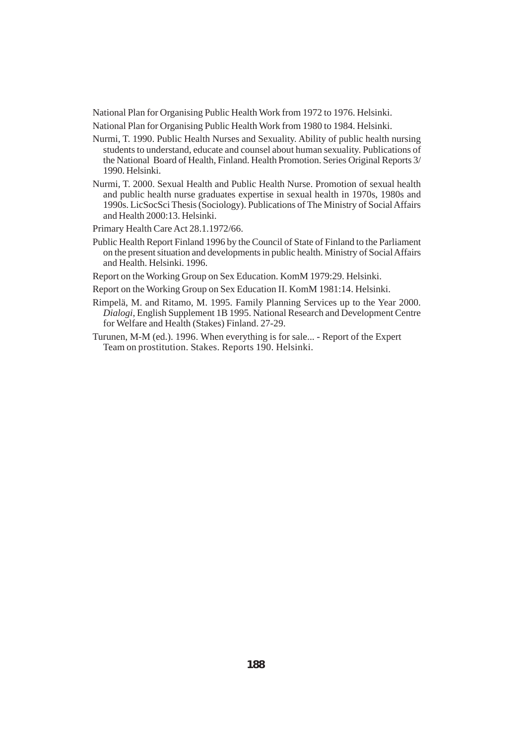National Plan for Organising Public Health Work from 1972 to 1976. Helsinki.

National Plan for Organising Public Health Work from 1980 to 1984. Helsinki.

Nurmi, T. 1990. Public Health Nurses and Sexuality. Ability of public health nursing students to understand, educate and counsel about human sexuality. Publications of the National Board of Health, Finland. Health Promotion. Series Original Reports 3/ 1990. Helsinki.

Nurmi, T. 2000. Sexual Health and Public Health Nurse. Promotion of sexual health and public health nurse graduates expertise in sexual health in 1970s, 1980s and 1990s. LicSocSci Thesis (Sociology). Publications of The Ministry of Social Affairs and Health 2000:13. Helsinki.

Primary Health Care Act 28.1.1972/66.

Public Health Report Finland 1996 by the Council of State of Finland to the Parliament on the present situation and developments in public health. Ministry of Social Affairs and Health. Helsinki. 1996.

Report on the Working Group on Sex Education. KomM 1979:29. Helsinki.

Report on the Working Group on Sex Education II. KomM 1981:14. Helsinki.

Rimpelä, M. and Ritamo, M. 1995. Family Planning Services up to the Year 2000. *Dialogi*, English Supplement 1B 1995. National Research and Development Centre for Welfare and Health (Stakes) Finland. 27-29.

Turunen, M-M (ed.). 1996. When everything is for sale... - Report of the Expert Team on prostitution. Stakes. Reports 190. Helsinki.